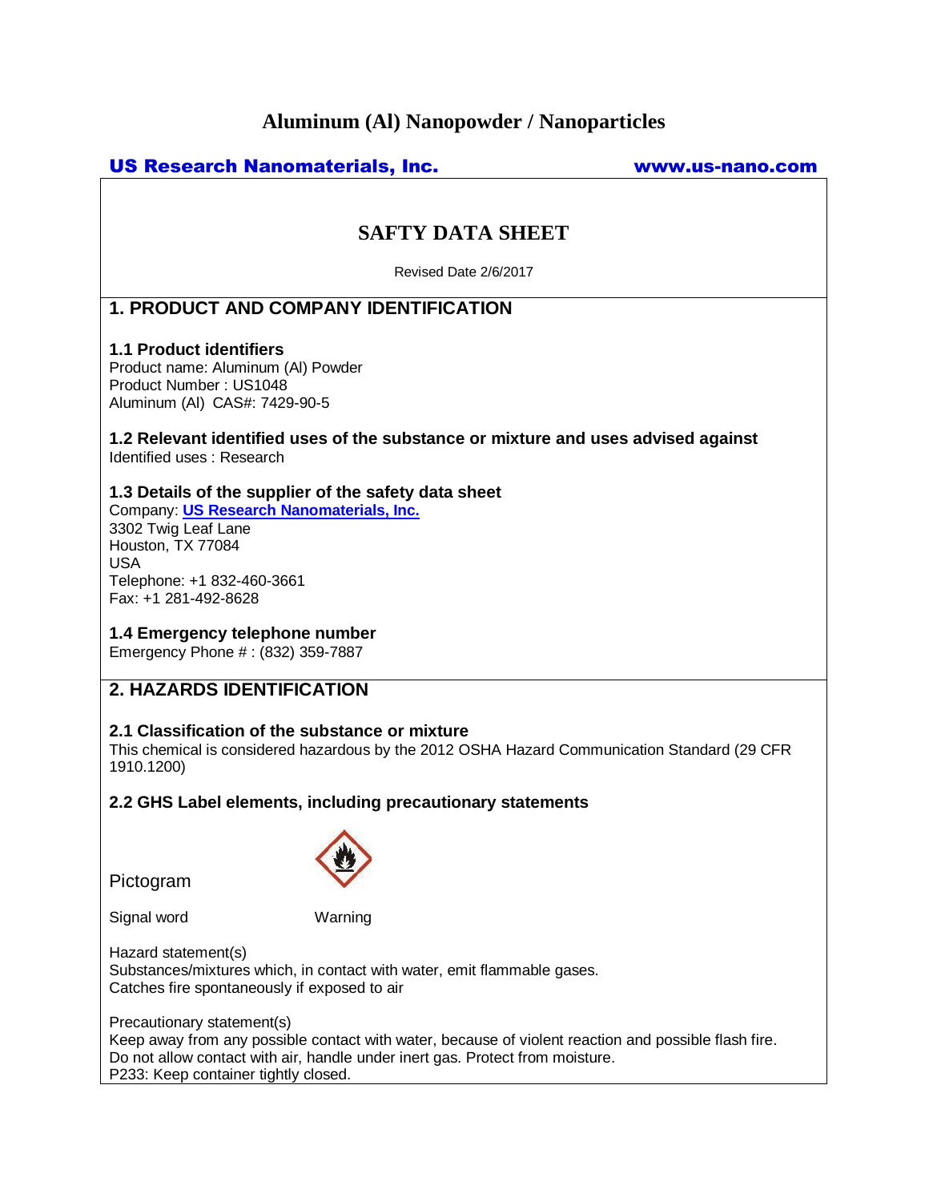# Aluminum (Al) Nanopowder / Nanoparticles

**US Research Nanomaterials, Inc.** **www.us-nano.com**

## SAFTY DATA SHEET

Revised Date 2/6/2017

## 1. PRODUCT AND COMPANY IDENTIFICATION

### 1.1 Product identifiers

Product name: Aluminum (Al) Powder
Product Number : US1048
Aluminum (Al) CAS#: 7429-90-5

### 1.2 Relevant identified uses of the substance or mixture and uses advised against

Identified uses : Research

### 1.3 Details of the supplier of the safety data sheet

Company: **US Research Nanomaterials, Inc.**
3302 Twig Leaf Lane
Houston, TX 77084
USA
Telephone: +1 832-460-3661
Fax: +1 281-492-8628

### 1.4 Emergency telephone number

Emergency Phone # : (832) 359-7887

## 2. HAZARDS IDENTIFICATION

### 2.1 Classification of the substance or mixture

This chemical is considered hazardous by the 2012 OSHA Hazard Communication Standard (29 CFR 1910.1200)

### 2.2 GHS Label elements, including precautionary statements

Pictogram

Signal word Warning

Hazard statement(s)
Substances/mixtures which, in contact with water, emit flammable gases.
Catches fire spontaneously if exposed to air

Precautionary statement(s)
Keep away from any possible contact with water, because of violent reaction and possible flash fire.
Do not allow contact with air, handle under inert gas. Protect from moisture.
P233: Keep container tightly closed.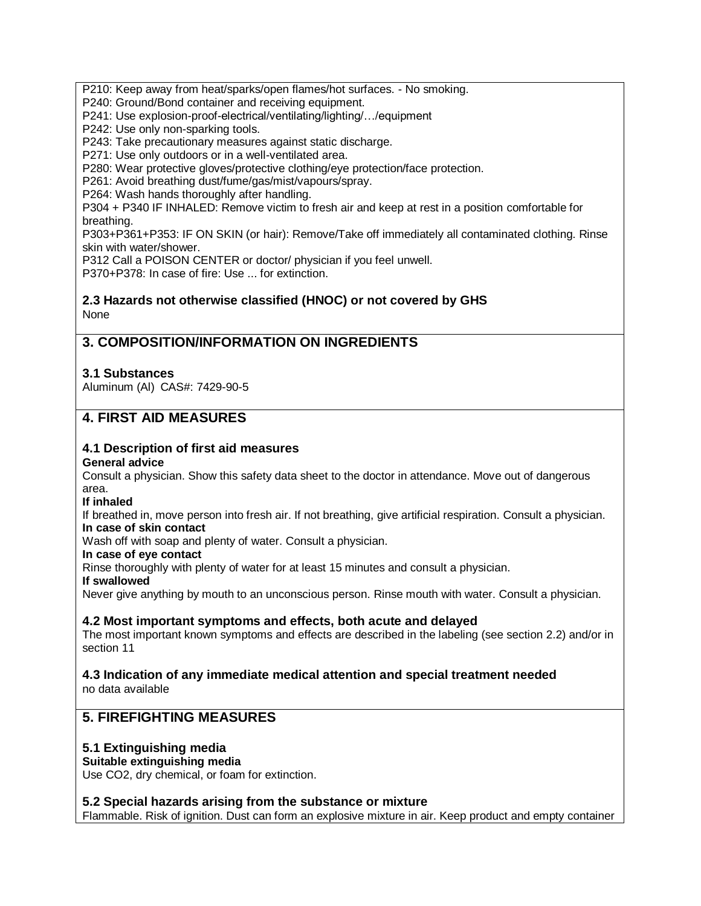P210: Keep away from heat/sparks/open flames/hot surfaces. - No smoking.
P240: Ground/Bond container and receiving equipment.
P241: Use explosion-proof-electrical/ventilating/lighting/…/equipment
P242: Use only non-sparking tools.
P243: Take precautionary measures against static discharge.
P271: Use only outdoors or in a well-ventilated area.
P280: Wear protective gloves/protective clothing/eye protection/face protection.
P261: Avoid breathing dust/fume/gas/mist/vapours/spray.
P264: Wash hands thoroughly after handling.
P304 + P340 IF INHALED: Remove victim to fresh air and keep at rest in a position comfortable for breathing.
P303+P361+P353: IF ON SKIN (or hair): Remove/Take off immediately all contaminated clothing. Rinse skin with water/shower.
P312 Call a POISON CENTER or doctor/ physician if you feel unwell.
P370+P378: In case of fire: Use ... for extinction.

### 2.3 Hazards not otherwise classified (HNOC) or not covered by GHS

None

## 3. COMPOSITION/INFORMATION ON INGREDIENTS

### 3.1 Substances

Aluminum (Al) CAS#: 7429-90-5

## 4. FIRST AID MEASURES

### 4.1 Description of first aid measures

**General advice**

Consult a physician. Show this safety data sheet to the doctor in attendance. Move out of dangerous area.

**If inhaled**

If breathed in, move person into fresh air. If not breathing, give artificial respiration. Consult a physician.

**In case of skin contact**

Wash off with soap and plenty of water. Consult a physician.

**In case of eye contact**

Rinse thoroughly with plenty of water for at least 15 minutes and consult a physician.

**If swallowed**

Never give anything by mouth to an unconscious person. Rinse mouth with water. Consult a physician.

### 4.2 Most important symptoms and effects, both acute and delayed

The most important known symptoms and effects are described in the labeling (see section 2.2) and/or in section 11

### 4.3 Indication of any immediate medical attention and special treatment needed

no data available

## 5. FIREFIGHTING MEASURES

### 5.1 Extinguishing media

**Suitable extinguishing media**

Use $CO_2$, dry chemical, or foam for extinction.

### 5.2 Special hazards arising from the substance or mixture

Flammable. Risk of ignition. Dust can form an explosive mixture in air. Keep product and empty container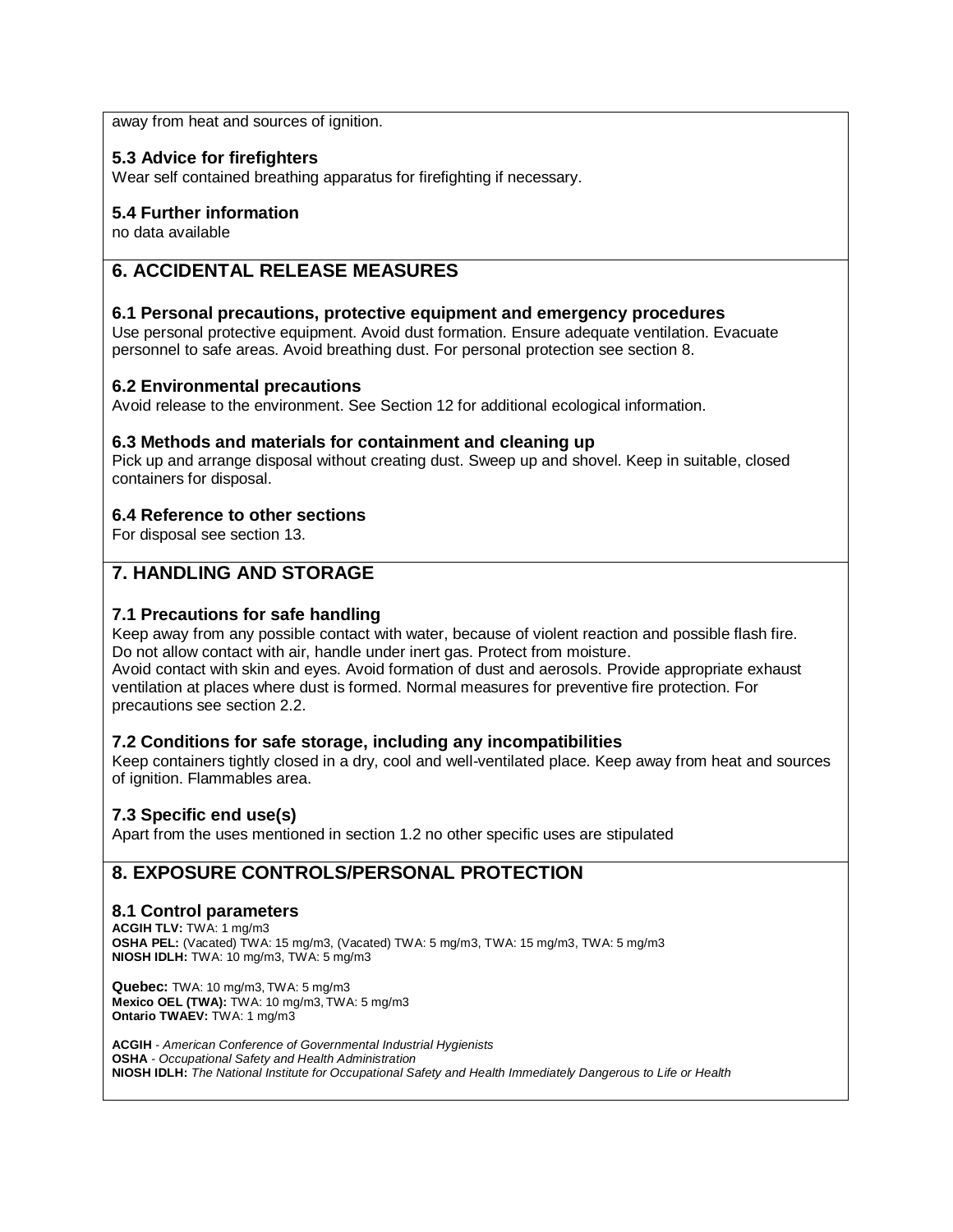away from heat and sources of ignition.

### 5.3 Advice for firefighters

Wear self contained breathing apparatus for firefighting if necessary.

### 5.4 Further information

no data available

## 6. ACCIDENTAL RELEASE MEASURES

### 6.1 Personal precautions, protective equipment and emergency procedures

Use personal protective equipment. Avoid dust formation. Ensure adequate ventilation. Evacuate personnel to safe areas. Avoid breathing dust. For personal protection see section 8.

### 6.2 Environmental precautions

Avoid release to the environment. See Section 12 for additional ecological information.

### 6.3 Methods and materials for containment and cleaning up

Pick up and arrange disposal without creating dust. Sweep up and shovel. Keep in suitable, closed containers for disposal.

### 6.4 Reference to other sections

For disposal see section 13.

## 7. HANDLING AND STORAGE

### 7.1 Precautions for safe handling

Keep away from any possible contact with water, because of violent reaction and possible flash fire. Do not allow contact with air, handle under inert gas. Protect from moisture.
Avoid contact with skin and eyes. Avoid formation of dust and aerosols. Provide appropriate exhaust ventilation at places where dust is formed. Normal measures for preventive fire protection. For precautions see section 2.2.

### 7.2 Conditions for safe storage, including any incompatibilities

Keep containers tightly closed in a dry, cool and well-ventilated place. Keep away from heat and sources of ignition. Flammables area.

### 7.3 Specific end use(s)

Apart from the uses mentioned in section 1.2 no other specific uses are stipulated

## 8. EXPOSURE CONTROLS/PERSONAL PROTECTION

### 8.1 Control parameters

**ACGIH TLV:** TWA: 1 mg/m3
**OSHA PEL:** (Vacated) TWA: 15 mg/m3, (Vacated) TWA: 5 mg/m3, TWA: 15 mg/m3, TWA: 5 mg/m3
**NIOSH IDLH:** TWA: 10 mg/m3, TWA: 5 mg/m3

**Quebec:** TWA: 10 mg/m3, TWA: 5 mg/m3
**Mexico OEL (TWA):** TWA: 10 mg/m3, TWA: 5 mg/m3
**Ontario TWAEV:** TWA: 1 mg/m3

**ACGIH** - *American Conference of Governmental Industrial Hygienists*
**OSHA** - *Occupational Safety and Health Administration*
**NIOSH IDLH:** *The National Institute for Occupational Safety and Health Immediately Dangerous to Life or Health*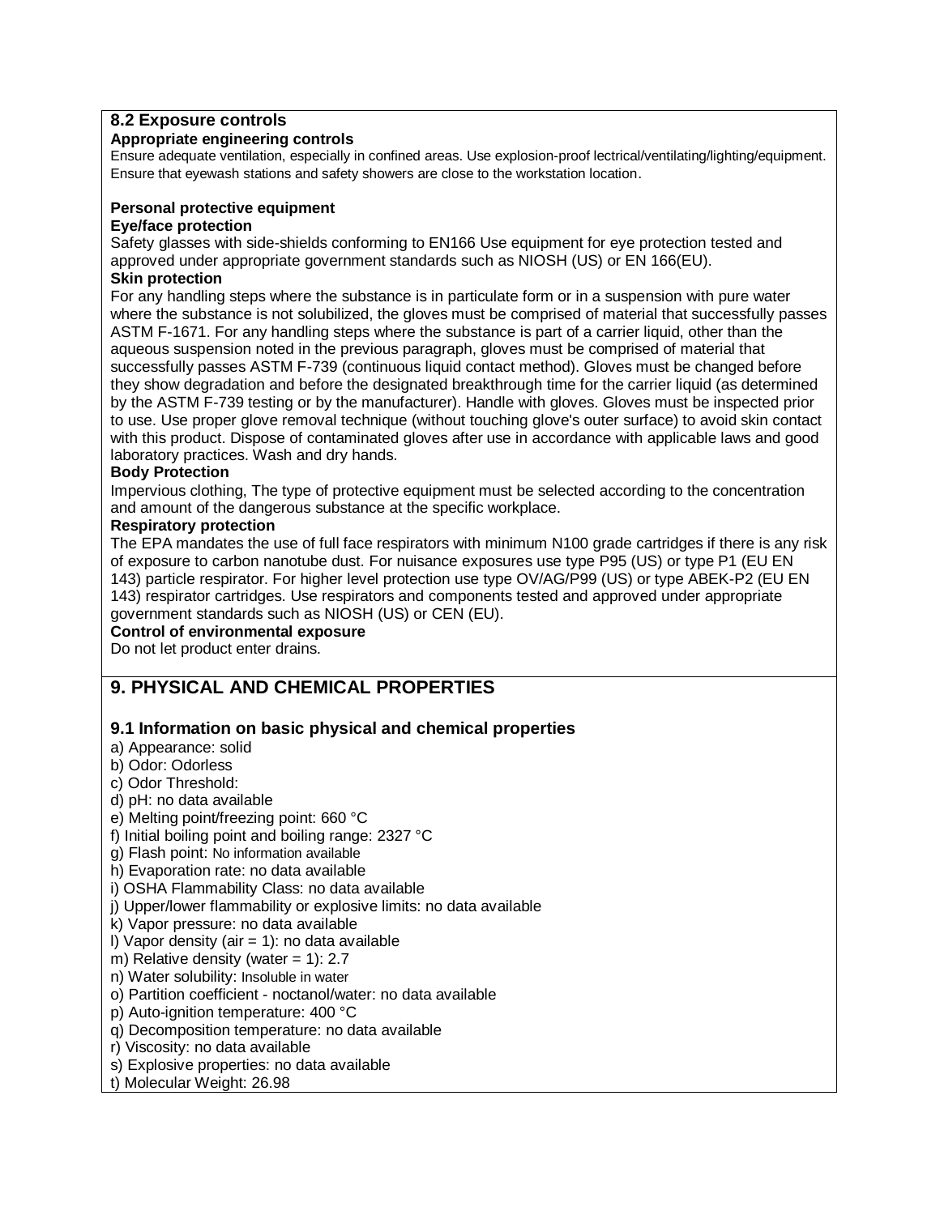### 8.2 Exposure controls

**Appropriate engineering controls**

Ensure adequate ventilation, especially in confined areas. Use explosion-proof lectrical/ventilating/lighting/equipment. Ensure that eyewash stations and safety showers are close to the workstation location.

**Personal protective equipment**

**Eye/face protection**

Safety glasses with side-shields conforming to EN166 Use equipment for eye protection tested and approved under appropriate government standards such as NIOSH (US) or EN 166(EU).

**Skin protection**

For any handling steps where the substance is in particulate form or in a suspension with pure water where the substance is not solubilized, the gloves must be comprised of material that successfully passes ASTM F-1671. For any handling steps where the substance is part of a carrier liquid, other than the aqueous suspension noted in the previous paragraph, gloves must be comprised of material that successfully passes ASTM F-739 (continuous liquid contact method). Gloves must be changed before they show degradation and before the designated breakthrough time for the carrier liquid (as determined by the ASTM F-739 testing or by the manufacturer). Handle with gloves. Gloves must be inspected prior to use. Use proper glove removal technique (without touching glove's outer surface) to avoid skin contact with this product. Dispose of contaminated gloves after use in accordance with applicable laws and good laboratory practices. Wash and dry hands.

**Body Protection**

Impervious clothing, The type of protective equipment must be selected according to the concentration and amount of the dangerous substance at the specific workplace.

**Respiratory protection**

The EPA mandates the use of full face respirators with minimum N100 grade cartridges if there is any risk of exposure to carbon nanotube dust. For nuisance exposures use type P95 (US) or type P1 (EU EN 143) particle respirator. For higher level protection use type OV/AG/P99 (US) or type ABEK-P2 (EU EN 143) respirator cartridges. Use respirators and components tested and approved under appropriate government standards such as NIOSH (US) or CEN (EU).

**Control of environmental exposure**

Do not let product enter drains.

## 9. PHYSICAL AND CHEMICAL PROPERTIES

### 9.1 Information on basic physical and chemical properties

a) Appearance: solid
b) Odor: Odorless
c) Odor Threshold:
d) pH: no data available
e) Melting point/freezing point: 660 °C
f) Initial boiling point and boiling range: 2327 °C
g) Flash point: No information available
h) Evaporation rate: no data available
i) OSHA Flammability Class: no data available
j) Upper/lower flammability or explosive limits: no data available
k) Vapor pressure: no data available
l) Vapor density (air = 1): no data available
m) Relative density (water = 1): 2.7
n) Water solubility: Insoluble in water
o) Partition coefficient - noctanol/water: no data available
p) Auto-ignition temperature: 400 °C
q) Decomposition temperature: no data available
r) Viscosity: no data available
s) Explosive properties: no data available
t) Molecular Weight: 26.98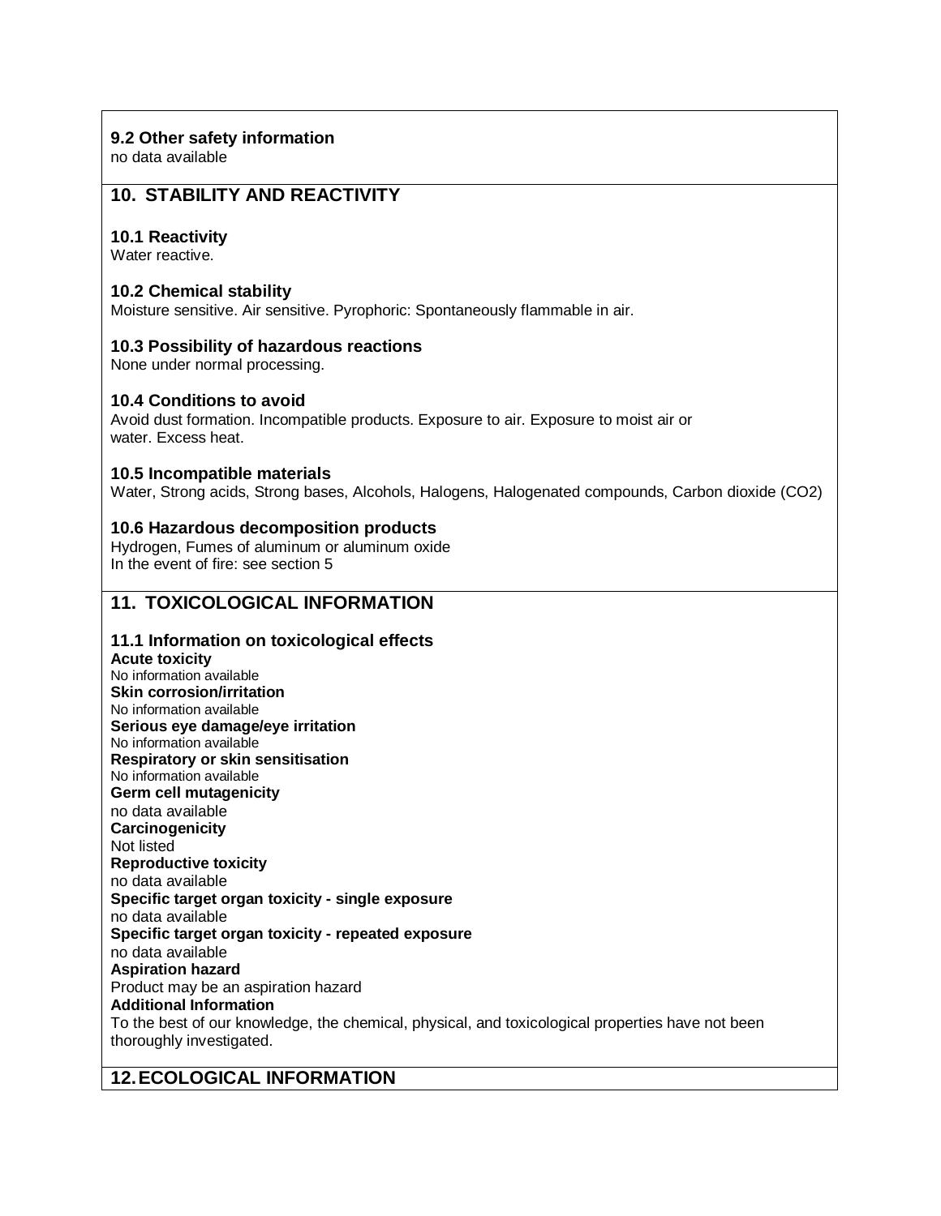### 9.2 Other safety information

no data available

## 10. STABILITY AND REACTIVITY

### 10.1 Reactivity

Water reactive.

### 10.2 Chemical stability

Moisture sensitive. Air sensitive. Pyrophoric: Spontaneously flammable in air.

### 10.3 Possibility of hazardous reactions

None under normal processing.

### 10.4 Conditions to avoid

Avoid dust formation. Incompatible products. Exposure to air. Exposure to moist air or water. Excess heat.

### 10.5 Incompatible materials

Water, Strong acids, Strong bases, Alcohols, Halogens, Halogenated compounds, Carbon dioxide ($CO_2$)

### 10.6 Hazardous decomposition products

Hydrogen, Fumes of aluminum or aluminum oxide
In the event of fire: see section 5

## 11. TOXICOLOGICAL INFORMATION

### 11.1 Information on toxicological effects

**Acute toxicity**
No information available
**Skin corrosion/irritation**
No information available
**Serious eye damage/eye irritation**
No information available
**Respiratory or skin sensitisation**
No information available
**Germ cell mutagenicity**
no data available
**Carcinogenicity**
Not listed
**Reproductive toxicity**
no data available
**Specific target organ toxicity - single exposure**
no data available
**Specific target organ toxicity - repeated exposure**
no data available
**Aspiration hazard**
Product may be an aspiration hazard
**Additional Information**
To the best of our knowledge, the chemical, physical, and toxicological properties have not been thoroughly investigated.

## 12. ECOLOGICAL INFORMATION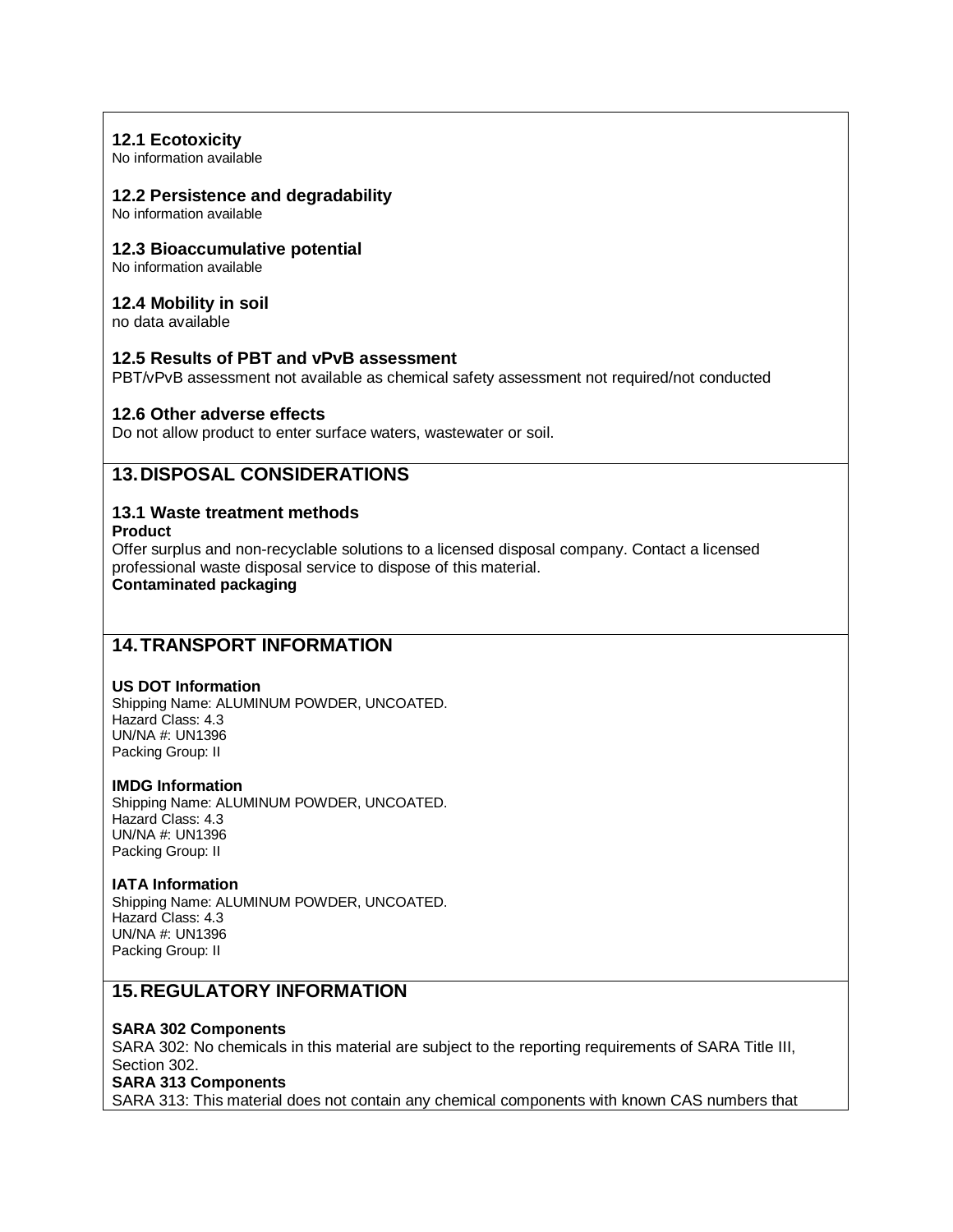### 12.1 Ecotoxicity

No information available

### 12.2 Persistence and degradability

No information available

### 12.3 Bioaccumulative potential

No information available

### 12.4 Mobility in soil

no data available

### 12.5 Results of PBT and vPvB assessment

PBT/vPvB assessment not available as chemical safety assessment not required/not conducted

### 12.6 Other adverse effects

Do not allow product to enter surface waters, wastewater or soil.

## 13. DISPOSAL CONSIDERATIONS

### 13.1 Waste treatment methods

**Product**

Offer surplus and non-recyclable solutions to a licensed disposal company. Contact a licensed professional waste disposal service to dispose of this material.

**Contaminated packaging**

## 14. TRANSPORT INFORMATION

**US DOT Information**

Shipping Name: ALUMINUM POWDER, UNCOATED.
Hazard Class: 4.3
UN/NA #: UN1396
Packing Group: II

**IMDG Information**

Shipping Name: ALUMINUM POWDER, UNCOATED.
Hazard Class: 4.3
UN/NA #: UN1396
Packing Group: II

**IATA Information**

Shipping Name: ALUMINUM POWDER, UNCOATED.
Hazard Class: 4.3
UN/NA #: UN1396
Packing Group: II

## 15. REGULATORY INFORMATION

**SARA 302 Components**

SARA 302: No chemicals in this material are subject to the reporting requirements of SARA Title III, Section 302.

**SARA 313 Components**

SARA 313: This material does not contain any chemical components with known CAS numbers that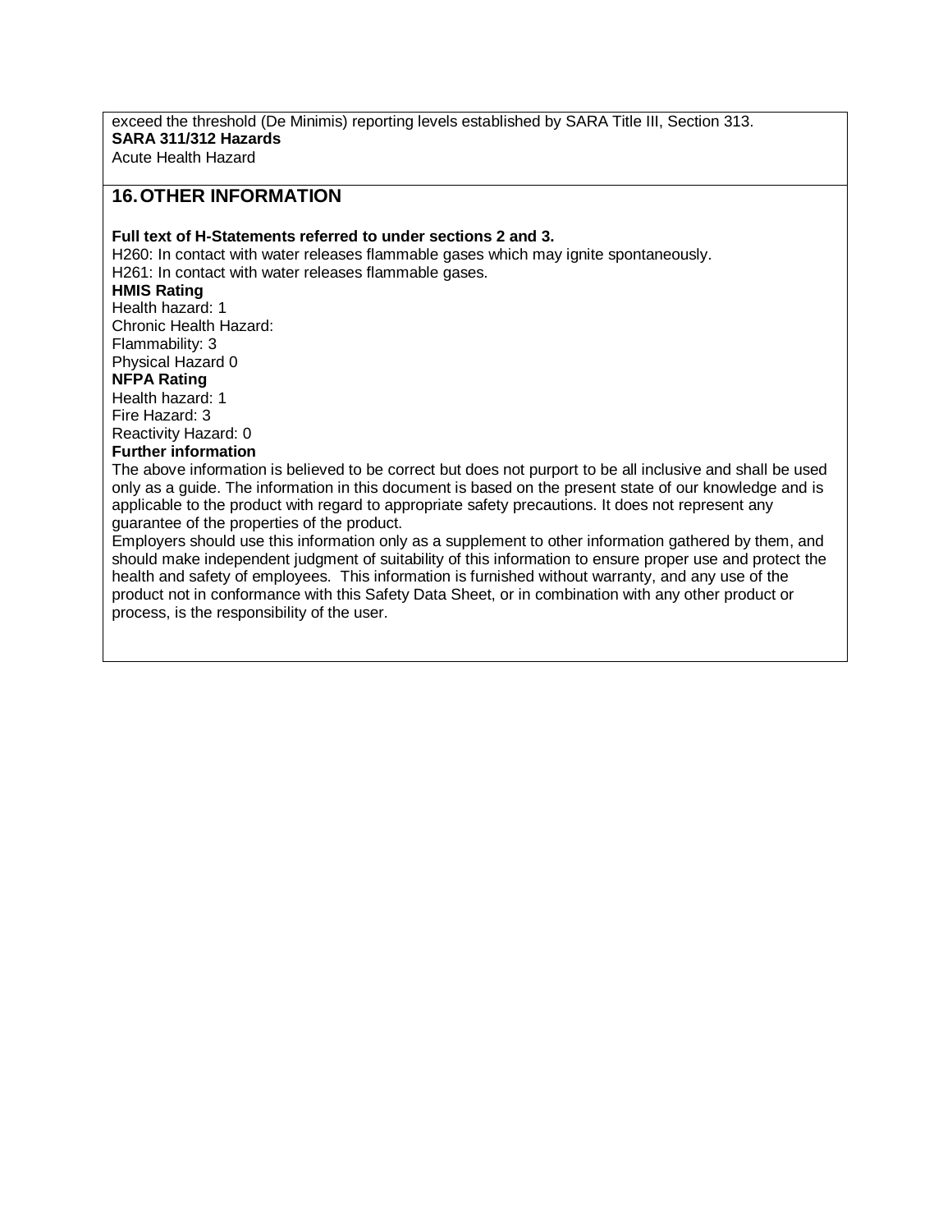exceed the threshold (De Minimis) reporting levels established by SARA Title III, Section 313.

**SARA 311/312 Hazards**

Acute Health Hazard

## 16. OTHER INFORMATION

**Full text of H-Statements referred to under sections 2 and 3.**

H260: In contact with water releases flammable gases which may ignite spontaneously.
H261: In contact with water releases flammable gases.

**HMIS Rating**

Health hazard: 1
Chronic Health Hazard:
Flammability: 3
Physical Hazard 0

**NFPA Rating**

Health hazard: 1
Fire Hazard: 3
Reactivity Hazard: 0

**Further information**

The above information is believed to be correct but does not purport to be all inclusive and shall be used only as a guide. The information in this document is based on the present state of our knowledge and is applicable to the product with regard to appropriate safety precautions. It does not represent any guarantee of the properties of the product.

Employers should use this information only as a supplement to other information gathered by them, and should make independent judgment of suitability of this information to ensure proper use and protect the health and safety of employees. This information is furnished without warranty, and any use of the product not in conformance with this Safety Data Sheet, or in combination with any other product or process, is the responsibility of the user.